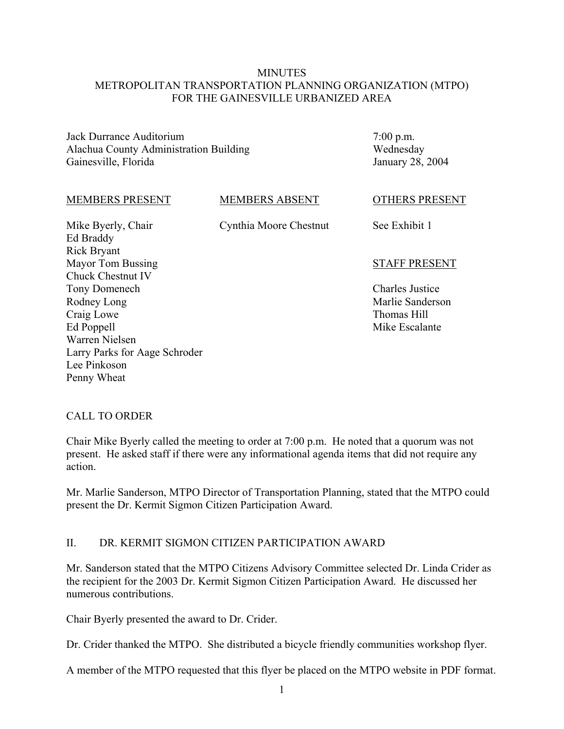# MINUTES
# METROPOLITAN TRANSPORTATION PLANNING ORGANIZATION (MTPO)
# FOR THE GAINESVILLE URBANIZED AREA

Jack Durrance Auditorium
Alachua County Administration Building
Gainesville, Florida

7:00 p.m.
Wednesday
January 28, 2004

| MEMBERS PRESENT | MEMBERS ABSENT | OTHERS PRESENT |
| --- | --- | --- |
| Mike Byerly, Chair | Cynthia Moore Chestnut | See Exhibit 1 |
| Ed Braddy | | |
| Rick Bryant | | |
| Mayor Tom Bussing | | **STAFF PRESENT** |
| Chuck Chestnut IV | | |
| Tony Domenech | | Charles Justice |
| Rodney Long | | Marlie Sanderson |
| Craig Lowe | | Thomas Hill |
| Ed Poppell | | Mike Escalante |
| Warren Nielsen | | |
| Larry Parks for Aage Schroder | | |
| Lee Pinkoson | | |
| Penny Wheat | | |

## CALL TO ORDER

Chair Mike Byerly called the meeting to order at 7:00 p.m. He noted that a quorum was not present. He asked staff if there were any informational agenda items that did not require any action.

Mr. Marlie Sanderson, MTPO Director of Transportation Planning, stated that the MTPO could present the Dr. Kermit Sigmon Citizen Participation Award.

## II. DR. KERMIT SIGMON CITIZEN PARTICIPATION AWARD

Mr. Sanderson stated that the MTPO Citizens Advisory Committee selected Dr. Linda Crider as the recipient for the 2003 Dr. Kermit Sigmon Citizen Participation Award. He discussed her numerous contributions.

Chair Byerly presented the award to Dr. Crider.

Dr. Crider thanked the MTPO. She distributed a bicycle friendly communities workshop flyer.

A member of the MTPO requested that this flyer be placed on the MTPO website in PDF format.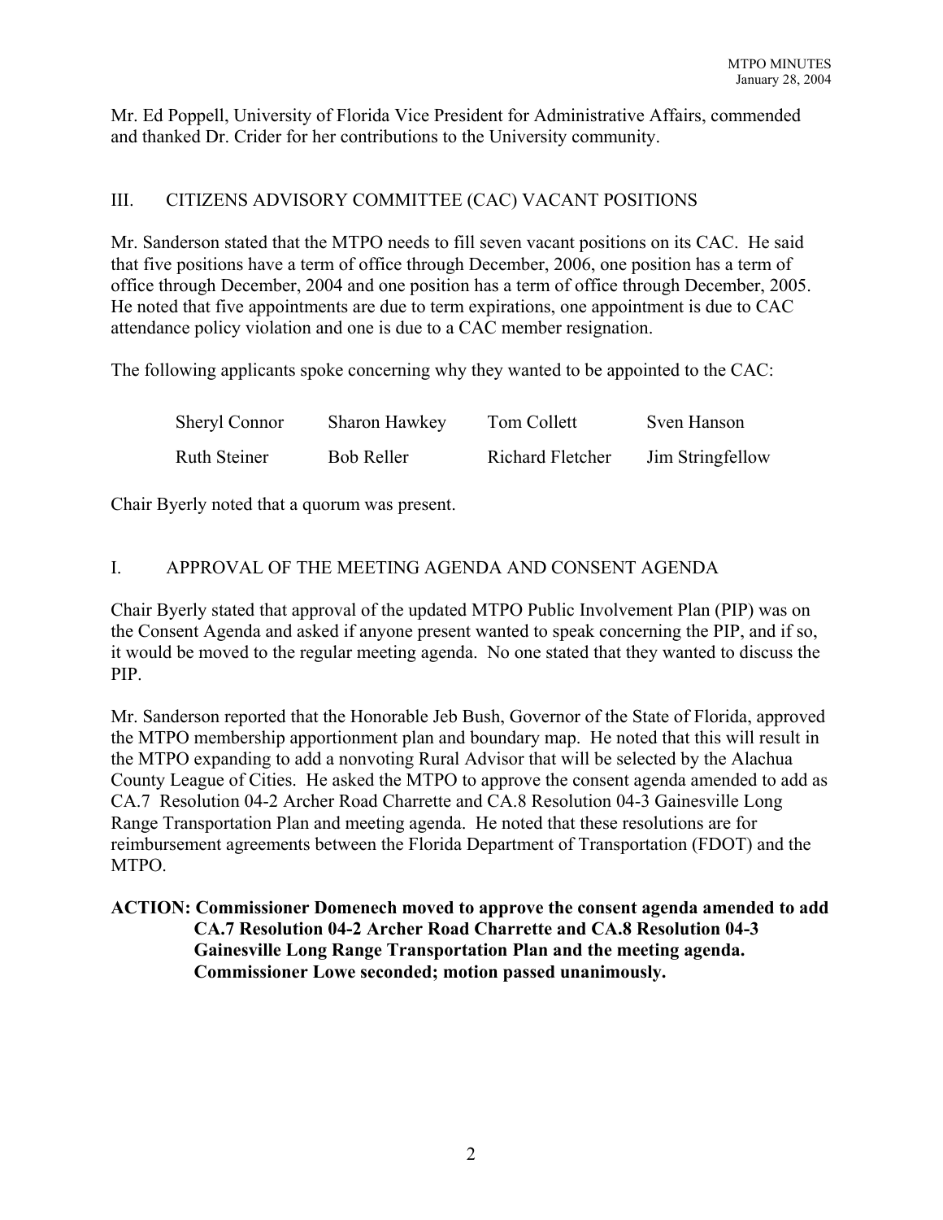Mr. Ed Poppell, University of Florida Vice President for Administrative Affairs, commended and thanked Dr. Crider for her contributions to the University community.

## III. CITIZENS ADVISORY COMMITTEE (CAC) VACANT POSITIONS

Mr. Sanderson stated that the MTPO needs to fill seven vacant positions on its CAC. He said that five positions have a term of office through December, 2006, one position has a term of office through December, 2004 and one position has a term of office through December, 2005. He noted that five appointments are due to term expirations, one appointment is due to CAC attendance policy violation and one is due to a CAC member resignation.

The following applicants spoke concerning why they wanted to be appointed to the CAC:

| | | | |
|---|---|---|---|
| Sheryl Connor | Sharon Hawkey | Tom Collett | Sven Hanson |
| Ruth Steiner | Bob Reller | Richard Fletcher | Jim Stringfellow |

Chair Byerly noted that a quorum was present.

## I. APPROVAL OF THE MEETING AGENDA AND CONSENT AGENDA

Chair Byerly stated that approval of the updated MTPO Public Involvement Plan (PIP) was on the Consent Agenda and asked if anyone present wanted to speak concerning the PIP, and if so, it would be moved to the regular meeting agenda. No one stated that they wanted to discuss the PIP.

Mr. Sanderson reported that the Honorable Jeb Bush, Governor of the State of Florida, approved the MTPO membership apportionment plan and boundary map. He noted that this will result in the MTPO expanding to add a nonvoting Rural Advisor that will be selected by the Alachua County League of Cities. He asked the MTPO to approve the consent agenda amended to add as CA.7 Resolution 04-2 Archer Road Charrette and CA.8 Resolution 04-3 Gainesville Long Range Transportation Plan and meeting agenda. He noted that these resolutions are for reimbursement agreements between the Florida Department of Transportation (FDOT) and the MTPO.

**ACTION: Commissioner Domenech moved to approve the consent agenda amended to add CA.7 Resolution 04-2 Archer Road Charrette and CA.8 Resolution 04-3 Gainesville Long Range Transportation Plan and the meeting agenda. Commissioner Lowe seconded; motion passed unanimously.**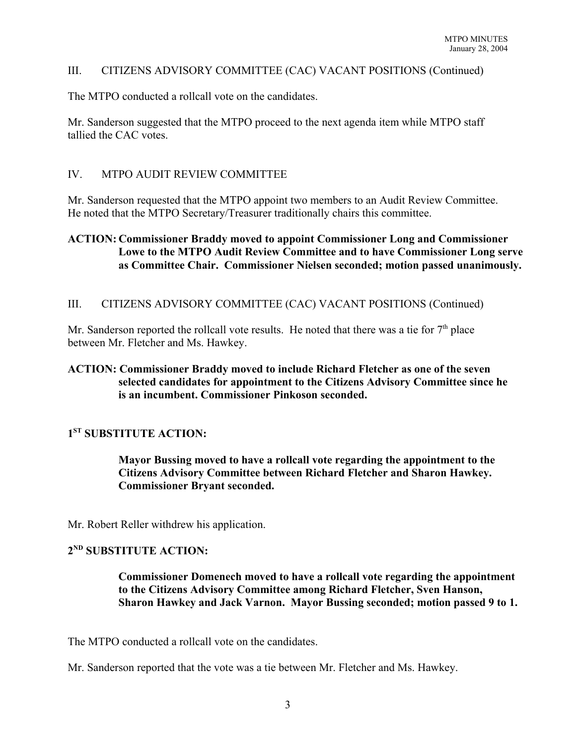## III. CITIZENS ADVISORY COMMITTEE (CAC) VACANT POSITIONS (Continued)

The MTPO conducted a rollcall vote on the candidates.

Mr. Sanderson suggested that the MTPO proceed to the next agenda item while MTPO staff tallied the CAC votes.

## IV. MTPO AUDIT REVIEW COMMITTEE

Mr. Sanderson requested that the MTPO appoint two members to an Audit Review Committee. He noted that the MTPO Secretary/Treasurer traditionally chairs this committee.

**ACTION: Commissioner Braddy moved to appoint Commissioner Long and Commissioner Lowe to the MTPO Audit Review Committee and to have Commissioner Long serve as Committee Chair. Commissioner Nielsen seconded; motion passed unanimously.**

## III. CITIZENS ADVISORY COMMITTEE (CAC) VACANT POSITIONS (Continued)

Mr. Sanderson reported the rollcall vote results. He noted that there was a tie for 7th place between Mr. Fletcher and Ms. Hawkey.

**ACTION: Commissioner Braddy moved to include Richard Fletcher as one of the seven selected candidates for appointment to the Citizens Advisory Committee since he is an incumbent. Commissioner Pinkoson seconded.**

**1ST SUBSTITUTE ACTION:**

**Mayor Bussing moved to have a rollcall vote regarding the appointment to the Citizens Advisory Committee between Richard Fletcher and Sharon Hawkey. Commissioner Bryant seconded.**

Mr. Robert Reller withdrew his application.

**2ND SUBSTITUTE ACTION:**

**Commissioner Domenech moved to have a rollcall vote regarding the appointment to the Citizens Advisory Committee among Richard Fletcher, Sven Hanson, Sharon Hawkey and Jack Varnon. Mayor Bussing seconded; motion passed 9 to 1.**

The MTPO conducted a rollcall vote on the candidates.

Mr. Sanderson reported that the vote was a tie between Mr. Fletcher and Ms. Hawkey.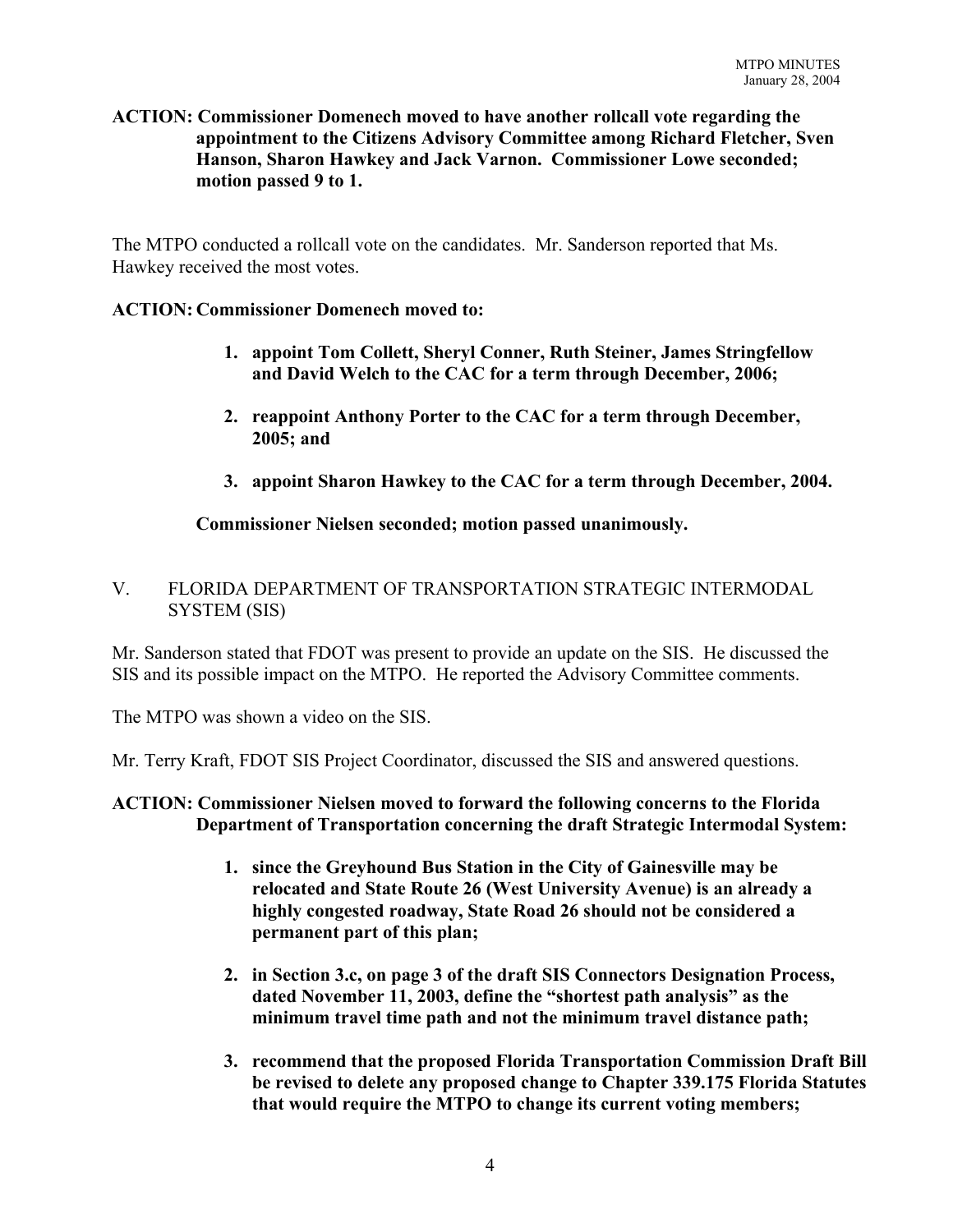**ACTION: Commissioner Domenech moved to have another rollcall vote regarding the appointment to the Citizens Advisory Committee among Richard Fletcher, Sven Hanson, Sharon Hawkey and Jack Varnon. Commissioner Lowe seconded; motion passed 9 to 1.**

The MTPO conducted a rollcall vote on the candidates. Mr. Sanderson reported that Ms. Hawkey received the most votes.

**ACTION: Commissioner Domenech moved to:**

1. **appoint Tom Collett, Sheryl Conner, Ruth Steiner, James Stringfellow and David Welch to the CAC for a term through December, 2006;**
2. **reappoint Anthony Porter to the CAC for a term through December, 2005; and**
3. **appoint Sharon Hawkey to the CAC for a term through December, 2004.**

**Commissioner Nielsen seconded; motion passed unanimously.**

## V. FLORIDA DEPARTMENT OF TRANSPORTATION STRATEGIC INTERMODAL SYSTEM (SIS)

Mr. Sanderson stated that FDOT was present to provide an update on the SIS. He discussed the SIS and its possible impact on the MTPO. He reported the Advisory Committee comments.

The MTPO was shown a video on the SIS.

Mr. Terry Kraft, FDOT SIS Project Coordinator, discussed the SIS and answered questions.

**ACTION: Commissioner Nielsen moved to forward the following concerns to the Florida Department of Transportation concerning the draft Strategic Intermodal System:**

1. **since the Greyhound Bus Station in the City of Gainesville may be relocated and State Route 26 (West University Avenue) is an already a highly congested roadway, State Road 26 should not be considered a permanent part of this plan;**
2. **in Section 3.c, on page 3 of the draft SIS Connectors Designation Process, dated November 11, 2003, define the "shortest path analysis" as the minimum travel time path and not the minimum travel distance path;**
3. **recommend that the proposed Florida Transportation Commission Draft Bill be revised to delete any proposed change to Chapter 339.175 Florida Statutes that would require the MTPO to change its current voting members;**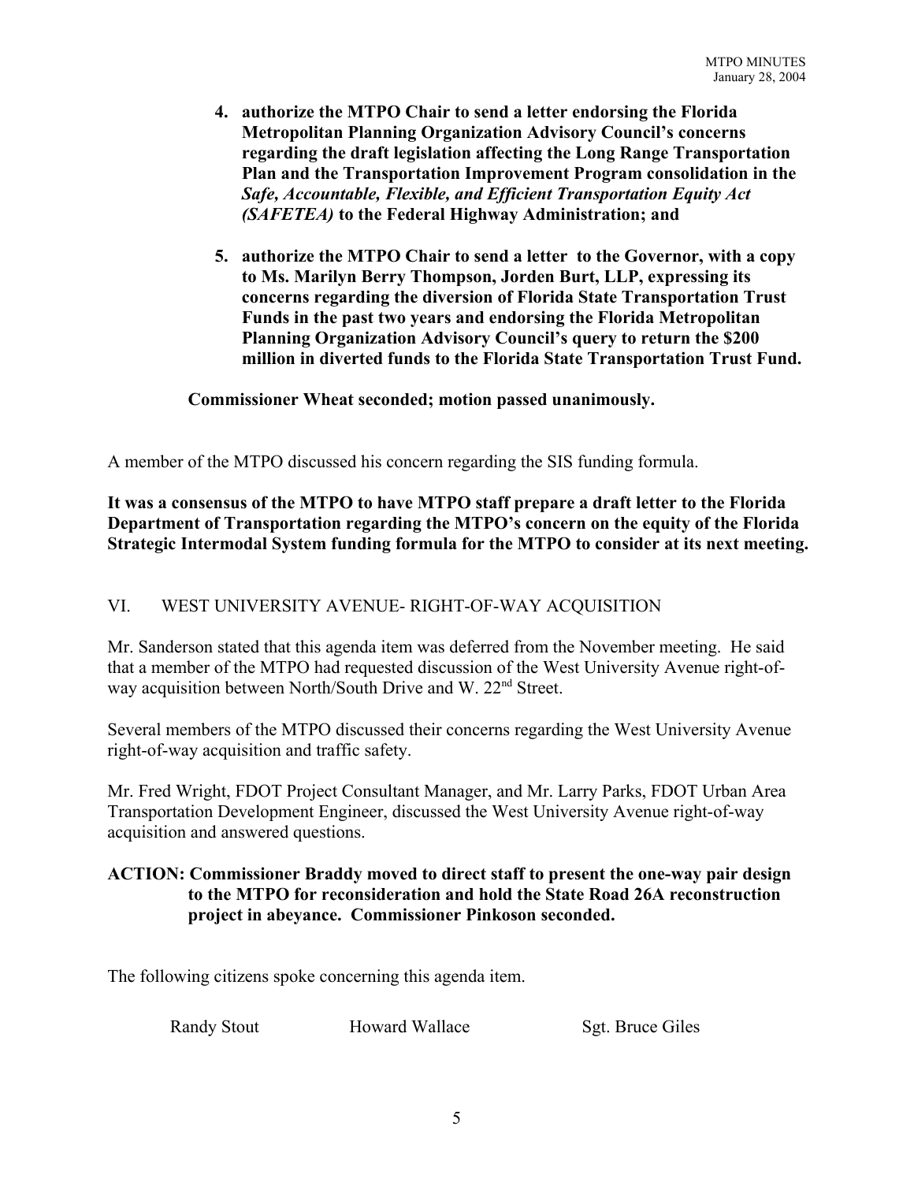4. **authorize the MTPO Chair to send a letter endorsing the Florida Metropolitan Planning Organization Advisory Council's concerns regarding the draft legislation affecting the Long Range Transportation Plan and the Transportation Improvement Program consolidation in the *Safe, Accountable, Flexible, and Efficient Transportation Equity Act (SAFETEA)* to the Federal Highway Administration; and**

5. **authorize the MTPO Chair to send a letter to the Governor, with a copy to Ms. Marilyn Berry Thompson, Jorden Burt, LLP, expressing its concerns regarding the diversion of Florida State Transportation Trust Funds in the past two years and endorsing the Florida Metropolitan Planning Organization Advisory Council's query to return the $200 million in diverted funds to the Florida State Transportation Trust Fund.**

**Commissioner Wheat seconded; motion passed unanimously.**

A member of the MTPO discussed his concern regarding the SIS funding formula.

**It was a consensus of the MTPO to have MTPO staff prepare a draft letter to the Florida Department of Transportation regarding the MTPO's concern on the equity of the Florida Strategic Intermodal System funding formula for the MTPO to consider at its next meeting.**

## VI. WEST UNIVERSITY AVENUE- RIGHT-OF-WAY ACQUISITION

Mr. Sanderson stated that this agenda item was deferred from the November meeting. He said that a member of the MTPO had requested discussion of the West University Avenue right-of-way acquisition between North/South Drive and W. 22nd Street.

Several members of the MTPO discussed their concerns regarding the West University Avenue right-of-way acquisition and traffic safety.

Mr. Fred Wright, FDOT Project Consultant Manager, and Mr. Larry Parks, FDOT Urban Area Transportation Development Engineer, discussed the West University Avenue right-of-way acquisition and answered questions.

**ACTION: Commissioner Braddy moved to direct staff to present the one-way pair design to the MTPO for reconsideration and hold the State Road 26A reconstruction project in abeyance. Commissioner Pinkoson seconded.**

The following citizens spoke concerning this agenda item.

Randy Stout    Howard Wallace    Sgt. Bruce Giles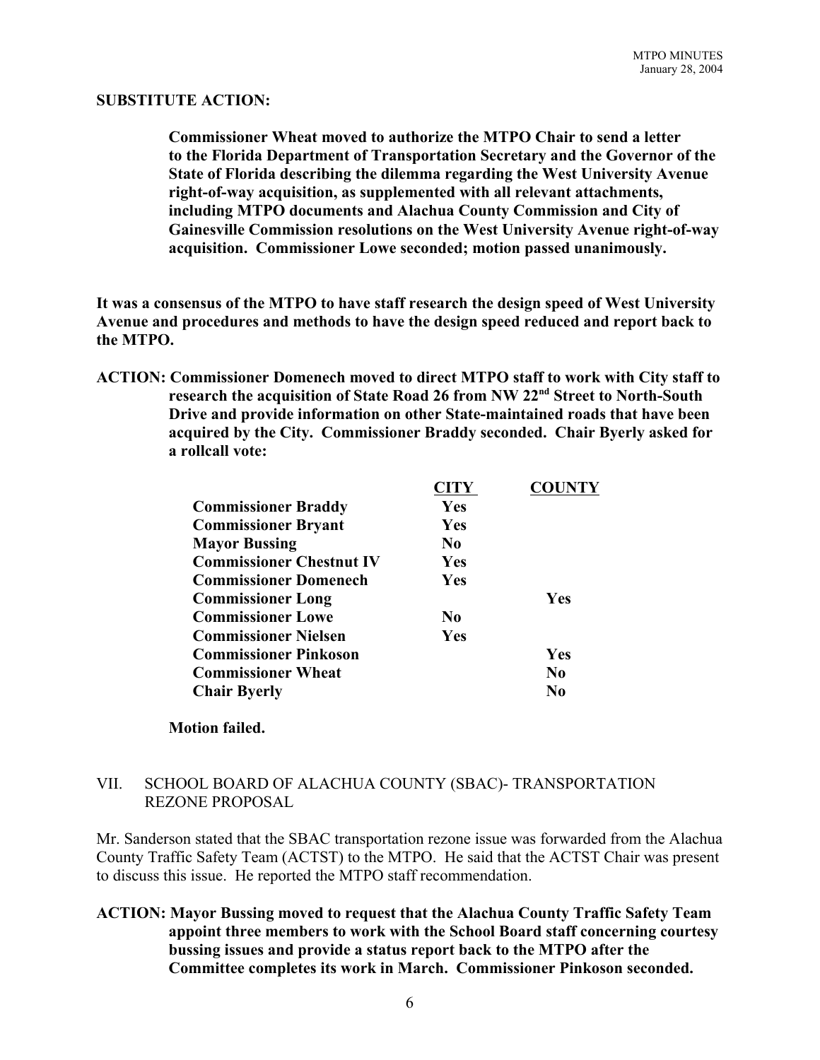**SUBSTITUTE ACTION:**

> **Commissioner Wheat moved to authorize the MTPO Chair to send a letter to the Florida Department of Transportation Secretary and the Governor of the State of Florida describing the dilemma regarding the West University Avenue right-of-way acquisition, as supplemented with all relevant attachments, including MTPO documents and Alachua County Commission and City of Gainesville Commission resolutions on the West University Avenue right-of-way acquisition. Commissioner Lowe seconded; motion passed unanimously.**

**It was a consensus of the MTPO to have staff research the design speed of West University Avenue and procedures and methods to have the design speed reduced and report back to the MTPO.**

**ACTION: Commissioner Domenech moved to direct MTPO staff to work with City staff to research the acquisition of State Road 26 from NW 22nd Street to North-South Drive and provide information on other State-maintained roads that have been acquired by the City. Commissioner Braddy seconded. Chair Byerly asked for a rollcall vote:**

| | **CITY** | **COUNTY** |
|---|---|---|
| **Commissioner Braddy** | **Yes** | |
| **Commissioner Bryant** | **Yes** | |
| **Mayor Bussing** | **No** | |
| **Commissioner Chestnut IV** | **Yes** | |
| **Commissioner Domenech** | **Yes** | |
| **Commissioner Long** | | **Yes** |
| **Commissioner Lowe** | **No** | |
| **Commissioner Nielsen** | **Yes** | |
| **Commissioner Pinkoson** | | **Yes** |
| **Commissioner Wheat** | | **No** |
| **Chair Byerly** | | **No** |

**Motion failed.**

## VII. SCHOOL BOARD OF ALACHUA COUNTY (SBAC)- TRANSPORTATION REZONE PROPOSAL

Mr. Sanderson stated that the SBAC transportation rezone issue was forwarded from the Alachua County Traffic Safety Team (ACTST) to the MTPO. He said that the ACTST Chair was present to discuss this issue. He reported the MTPO staff recommendation.

**ACTION: Mayor Bussing moved to request that the Alachua County Traffic Safety Team appoint three members to work with the School Board staff concerning courtesy bussing issues and provide a status report back to the MTPO after the Committee completes its work in March. Commissioner Pinkoson seconded.**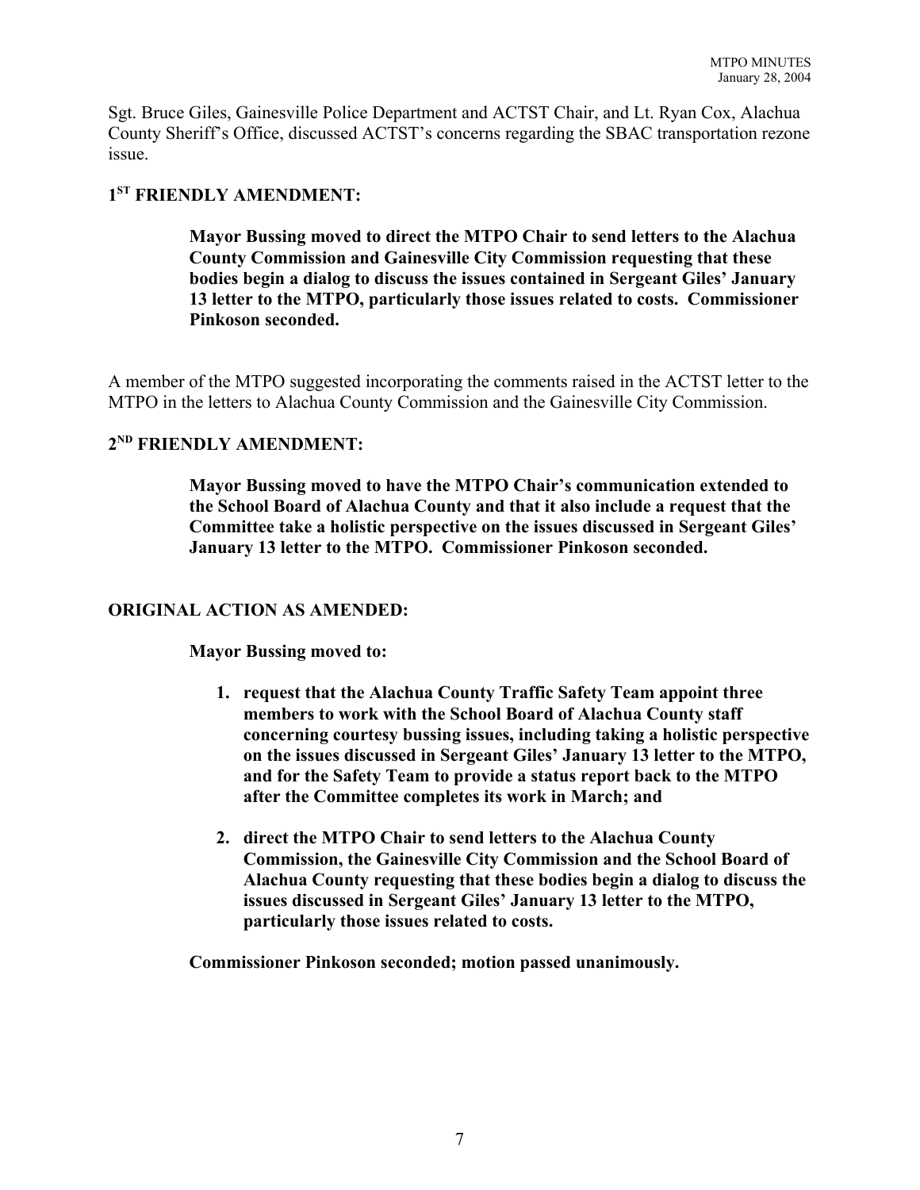Sgt. Bruce Giles, Gainesville Police Department and ACTST Chair, and Lt. Ryan Cox, Alachua County Sheriff's Office, discussed ACTST's concerns regarding the SBAC transportation rezone issue.

**1[ST] FRIENDLY AMENDMENT:**

> **Mayor Bussing moved to direct the MTPO Chair to send letters to the Alachua County Commission and Gainesville City Commission requesting that these bodies begin a dialog to discuss the issues contained in Sergeant Giles' January 13 letter to the MTPO, particularly those issues related to costs. Commissioner Pinkoson seconded.**

A member of the MTPO suggested incorporating the comments raised in the ACTST letter to the MTPO in the letters to Alachua County Commission and the Gainesville City Commission.

**2[ND] FRIENDLY AMENDMENT:**

> **Mayor Bussing moved to have the MTPO Chair's communication extended to the School Board of Alachua County and that it also include a request that the Committee take a holistic perspective on the issues discussed in Sergeant Giles' January 13 letter to the MTPO. Commissioner Pinkoson seconded.**

**ORIGINAL ACTION AS AMENDED:**

> **Mayor Bussing moved to:**
>
> 1. **request that the Alachua County Traffic Safety Team appoint three members to work with the School Board of Alachua County staff concerning courtesy bussing issues, including taking a holistic perspective on the issues discussed in Sergeant Giles' January 13 letter to the MTPO, and for the Safety Team to provide a status report back to the MTPO after the Committee completes its work in March; and**
>
> 2. **direct the MTPO Chair to send letters to the Alachua County Commission, the Gainesville City Commission and the School Board of Alachua County requesting that these bodies begin a dialog to discuss the issues discussed in Sergeant Giles' January 13 letter to the MTPO, particularly those issues related to costs.**
>
> **Commissioner Pinkoson seconded; motion passed unanimously.**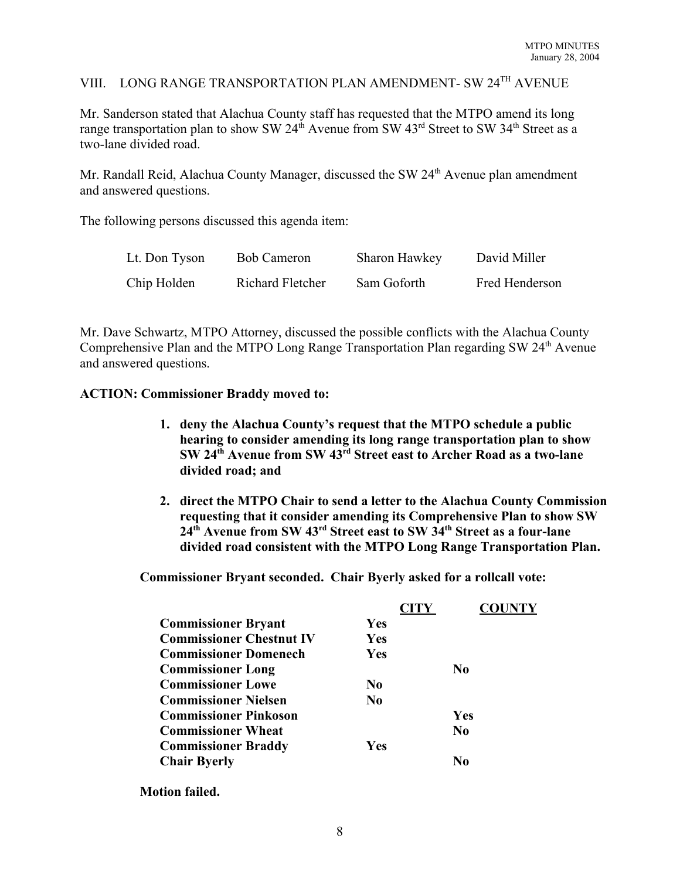## VIII. LONG RANGE TRANSPORTATION PLAN AMENDMENT- SW 24TH AVENUE

Mr. Sanderson stated that Alachua County staff has requested that the MTPO amend its long range transportation plan to show SW 24th Avenue from SW 43rd Street to SW 34th Street as a two-lane divided road.

Mr. Randall Reid, Alachua County Manager, discussed the SW 24th Avenue plan amendment and answered questions.

The following persons discussed this agenda item:

| | | | |
|---|---|---|---|
| Lt. Don Tyson | Bob Cameron | Sharon Hawkey | David Miller |
| Chip Holden | Richard Fletcher | Sam Goforth | Fred Henderson |

Mr. Dave Schwartz, MTPO Attorney, discussed the possible conflicts with the Alachua County Comprehensive Plan and the MTPO Long Range Transportation Plan regarding SW 24th Avenue and answered questions.

**ACTION: Commissioner Braddy moved to:**

1. **deny the Alachua County's request that the MTPO schedule a public hearing to consider amending its long range transportation plan to show SW 24th Avenue from SW 43rd Street east to Archer Road as a two-lane divided road; and**
2. **direct the MTPO Chair to send a letter to the Alachua County Commission requesting that it consider amending its Comprehensive Plan to show SW 24th Avenue from SW 43rd Street east to SW 34th Street as a four-lane divided road consistent with the MTPO Long Range Transportation Plan.**

**Commissioner Bryant seconded. Chair Byerly asked for a rollcall vote:**

| | CITY | COUNTY |
|---|---|---|
| **Commissioner Bryant** | **Yes** | |
| **Commissioner Chestnut IV** | **Yes** | |
| **Commissioner Domenech** | **Yes** | |
| **Commissioner Long** | | **No** |
| **Commissioner Lowe** | **No** | |
| **Commissioner Nielsen** | **No** | |
| **Commissioner Pinkoson** | | **Yes** |
| **Commissioner Wheat** | | **No** |
| **Commissioner Braddy** | **Yes** | |
| **Chair Byerly** | | **No** |

**Motion failed.**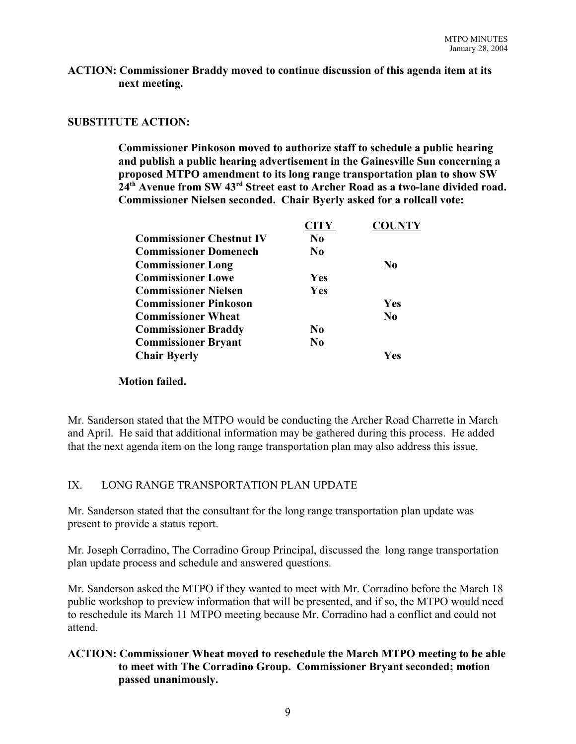**ACTION: Commissioner Braddy moved to continue discussion of this agenda item at its next meeting.**

**SUBSTITUTE ACTION:**

**Commissioner Pinkoson moved to authorize staff to schedule a public hearing and publish a public hearing advertisement in the Gainesville Sun concerning a proposed MTPO amendment to its long range transportation plan to show SW 24th Avenue from SW 43rd Street east to Archer Road as a two-lane divided road. Commissioner Nielsen seconded. Chair Byerly asked for a rollcall vote:**

| | CITY | COUNTY |
|---|---|---|
| **Commissioner Chestnut IV** | **No** | |
| **Commissioner Domenech** | **No** | |
| **Commissioner Long** | | **No** |
| **Commissioner Lowe** | **Yes** | |
| **Commissioner Nielsen** | **Yes** | |
| **Commissioner Pinkoson** | | **Yes** |
| **Commissioner Wheat** | | **No** |
| **Commissioner Braddy** | **No** | |
| **Commissioner Bryant** | **No** | |
| **Chair Byerly** | | **Yes** |

**Motion failed.**

Mr. Sanderson stated that the MTPO would be conducting the Archer Road Charrette in March and April. He said that additional information may be gathered during this process. He added that the next agenda item on the long range transportation plan may also address this issue.

## IX. LONG RANGE TRANSPORTATION PLAN UPDATE

Mr. Sanderson stated that the consultant for the long range transportation plan update was present to provide a status report.

Mr. Joseph Corradino, The Corradino Group Principal, discussed the long range transportation plan update process and schedule and answered questions.

Mr. Sanderson asked the MTPO if they wanted to meet with Mr. Corradino before the March 18 public workshop to preview information that will be presented, and if so, the MTPO would need to reschedule its March 11 MTPO meeting because Mr. Corradino had a conflict and could not attend.

**ACTION: Commissioner Wheat moved to reschedule the March MTPO meeting to be able to meet with The Corradino Group. Commissioner Bryant seconded; motion passed unanimously.**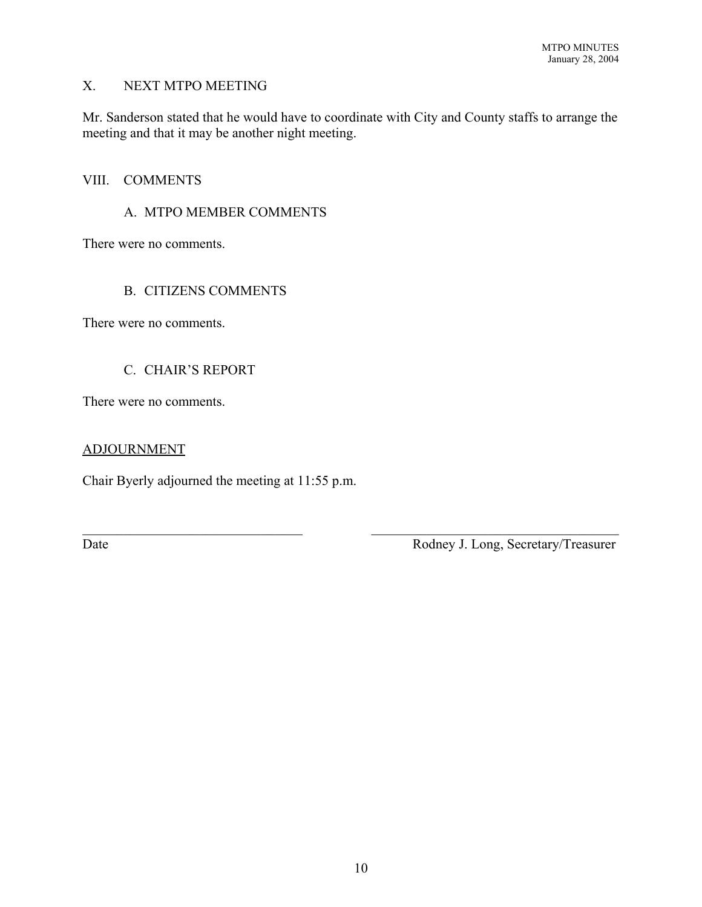## X. NEXT MTPO MEETING

Mr. Sanderson stated that he would have to coordinate with City and County staffs to arrange the meeting and that it may be another night meeting.

## VIII. COMMENTS

### A. MTPO MEMBER COMMENTS

There were no comments.

### B. CITIZENS COMMENTS

There were no comments.

### C. CHAIR'S REPORT

There were no comments.

## ADJOURNMENT

Chair Byerly adjourned the meeting at 11:55 p.m.

\_\_\_\_\_\_\_\_\_\_\_\_\_\_\_\_\_\_\_\_\_\_\_\_\_\_\_\_\_\_ \_\_\_\_\_\_\_\_\_\_\_\_\_\_\_\_\_\_\_\_\_\_\_\_\_\_\_\_\_\_\_\_\_\_
Date Rodney J. Long, Secretary/Treasurer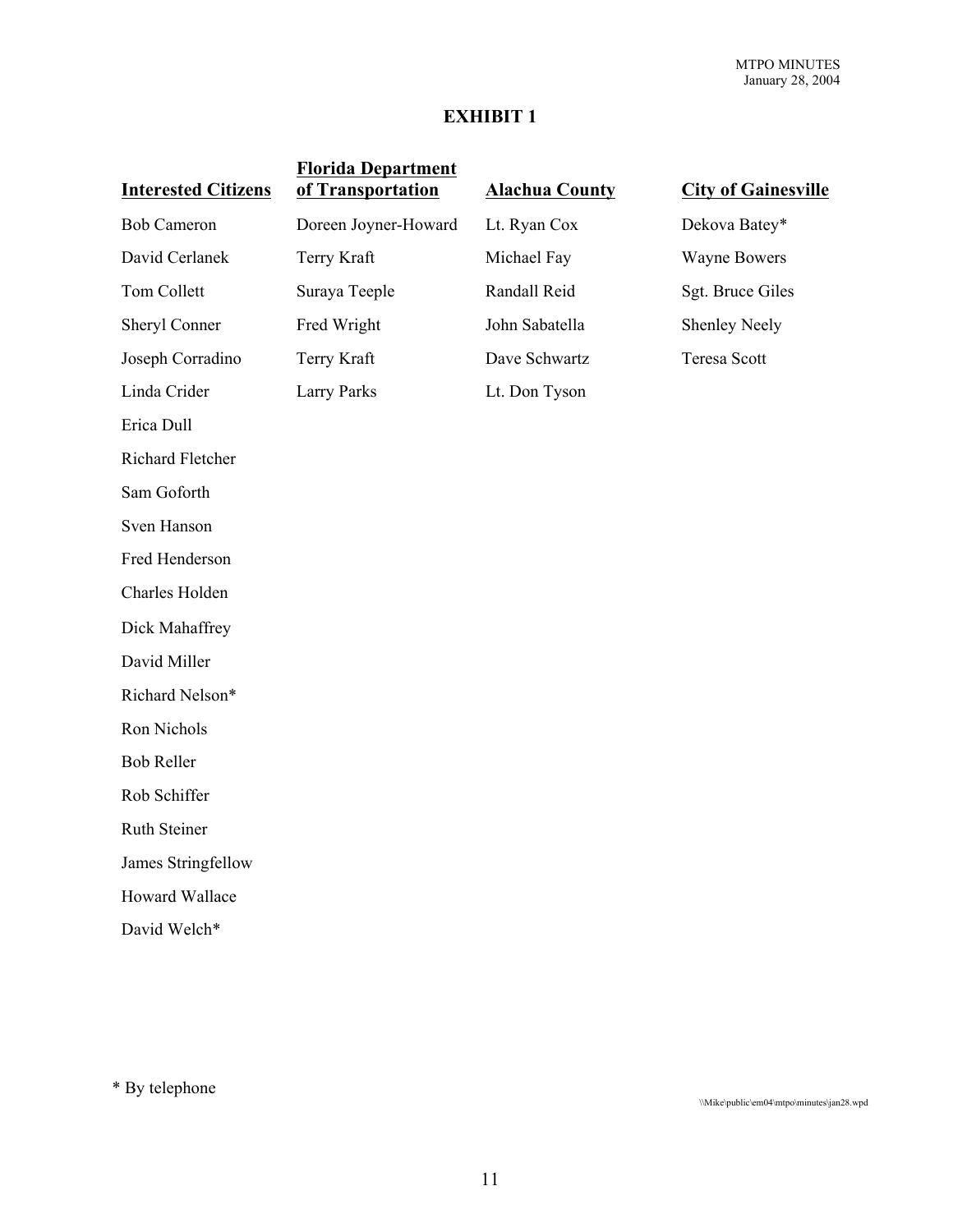# EXHIBIT 1

| Interested Citizens | Florida Department of Transportation | Alachua County | City of Gainesville |
|---|---|---|---|
| Bob Cameron | Doreen Joyner-Howard | Lt. Ryan Cox | Dekova Batey* |
| David Cerlanek | Terry Kraft | Michael Fay | Wayne Bowers |
| Tom Collett | Suraya Teeple | Randall Reid | Sgt. Bruce Giles |
| Sheryl Conner | Fred Wright | John Sabatella | Shenley Neely |
| Joseph Corradino | Terry Kraft | Dave Schwartz | Teresa Scott |
| Linda Crider | Larry Parks | Lt. Don Tyson | |
| Erica Dull | | | |
| Richard Fletcher | | | |
| Sam Goforth | | | |
| Sven Hanson | | | |
| Fred Henderson | | | |
| Charles Holden | | | |
| Dick Mahaffrey | | | |
| David Miller | | | |
| Richard Nelson* | | | |
| Ron Nichols | | | |
| Bob Reller | | | |
| Rob Schiffer | | | |
| Ruth Steiner | | | |
| James Stringfellow | | | |
| Howard Wallace | | | |
| David Welch* | | | |

* By telephone

\\Mike\public\em04\mtpo\minutes\jan28.wpd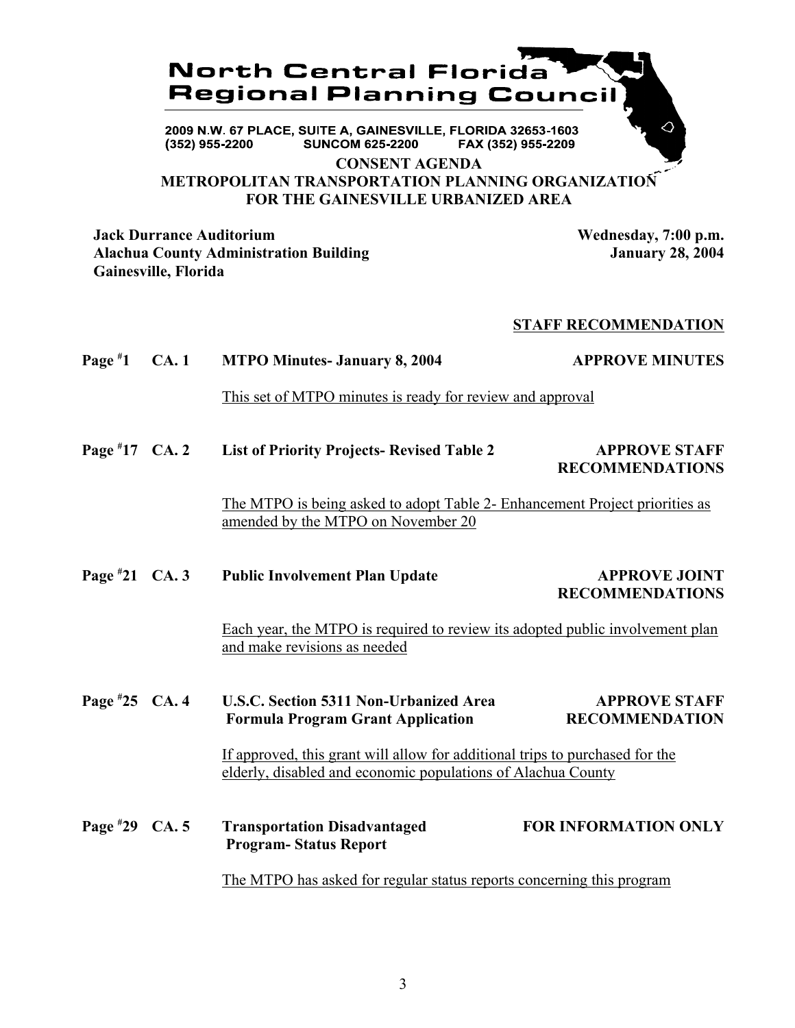# North Central Florida Regional Planning Council

2009 N.W. 67 PLACE, SUITE A, GAINESVILLE, FLORIDA 32653-1603
(352) 955-2200 SUNCOM 625-2200 FAX (352) 955-2209

## CONSENT AGENDA
## METROPOLITAN TRANSPORTATION PLANNING ORGANIZATION FOR THE GAINESVILLE URBANIZED AREA

**Jack Durrance Auditorium**
**Alachua County Administration Building**
**Gainesville, Florida**

**Wednesday, 7:00 p.m.**
**January 28, 2004**

**STAFF RECOMMENDATION**

**Page #1 CA. 1 MTPO Minutes- January 8, 2004** — **APPROVE MINUTES**

This set of MTPO minutes is ready for review and approval

**Page #17 CA. 2 List of Priority Projects- Revised Table 2** — **APPROVE STAFF RECOMMENDATIONS**

The MTPO is being asked to adopt Table 2- Enhancement Project priorities as amended by the MTPO on November 20

**Page #21 CA. 3 Public Involvement Plan Update** — **APPROVE JOINT RECOMMENDATIONS**

Each year, the MTPO is required to review its adopted public involvement plan and make revisions as needed

**Page #25 CA. 4 U.S.C. Section 5311 Non-Urbanized Area Formula Program Grant Application** — **APPROVE STAFF RECOMMENDATION**

If approved, this grant will allow for additional trips to purchased for the elderly, disabled and economic populations of Alachua County

**Page #29 CA. 5 Transportation Disadvantaged Program- Status Report** — **FOR INFORMATION ONLY**

The MTPO has asked for regular status reports concerning this program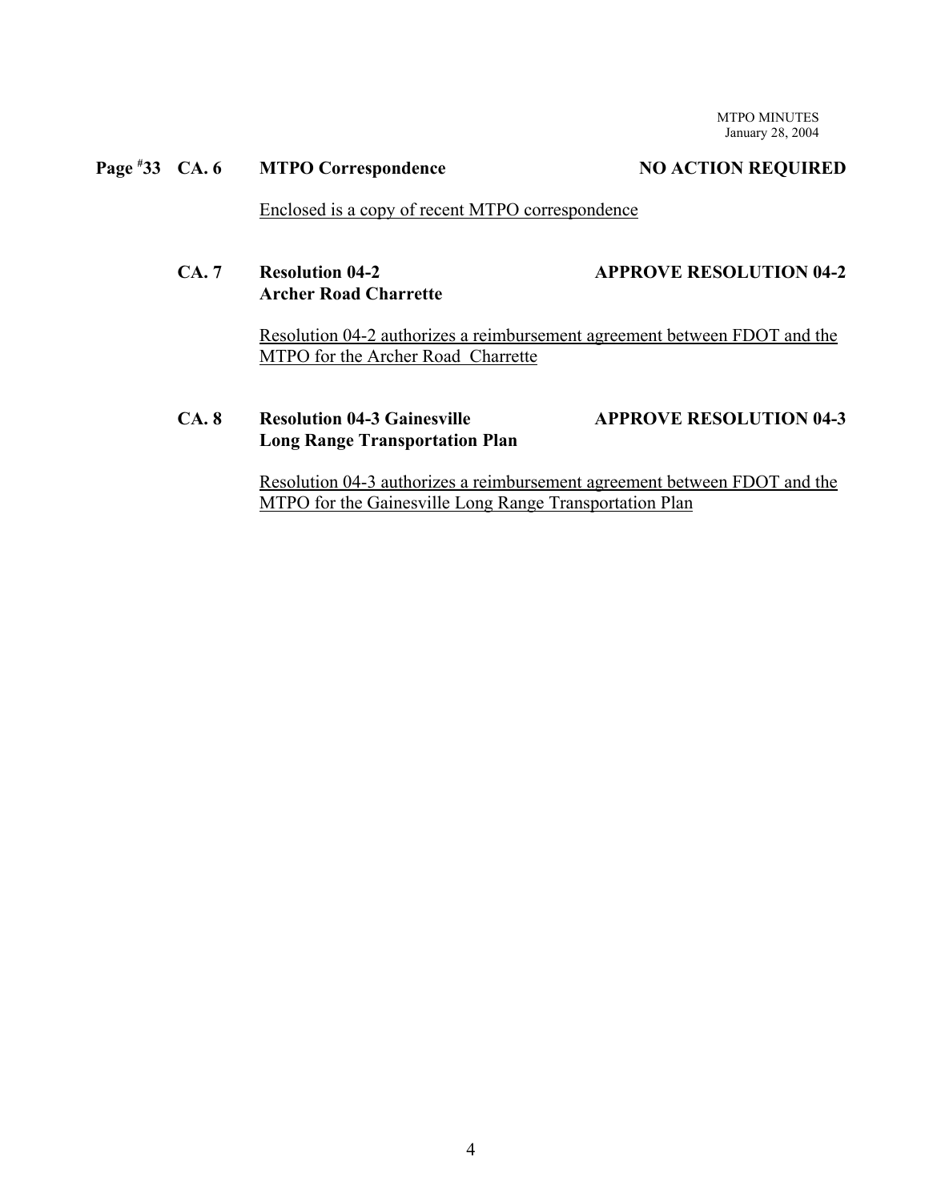**Page #33 CA. 6 MTPO Correspondence** **NO ACTION REQUIRED**

Enclosed is a copy of recent MTPO correspondence

**CA. 7 Resolution 04-2 Archer Road Charrette** **APPROVE RESOLUTION 04-2**

Resolution 04-2 authorizes a reimbursement agreement between FDOT and the MTPO for the Archer Road Charrette

**CA. 8 Resolution 04-3 Gainesville Long Range Transportation Plan** **APPROVE RESOLUTION 04-3**

Resolution 04-3 authorizes a reimbursement agreement between FDOT and the MTPO for the Gainesville Long Range Transportation Plan